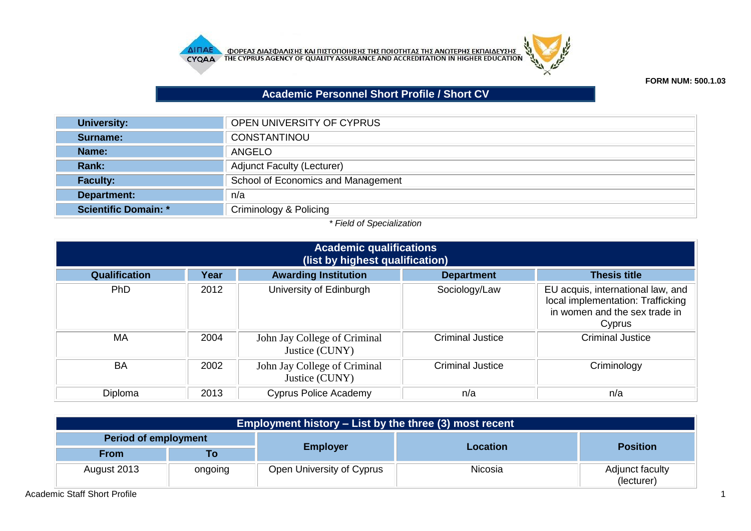ΦΟΡΕΑΣ ΔΙΑΣΦΑΛΙΣΗΣ ΚΑΙ ΠΙΣΤΟΠΟΙΗΣΗΣ ΤΗΣ ΠΟΙΟΤΗΤΑΣ ΤΗΣ ΑΝΩΤΕΡΗΣ ΕΚΠΑΙΔΕΥΣΗΣ
THE CYPRUS AGENCY OF QUALITY ASSURANCE AND ACCREDITATION IN HIGHER EDUCATION

**FORM NUM: 500.1.03**

# Academic Personnel Short Profile / Short CV

| | |
|---|---|
| **University:** | OPEN UNIVERSITY OF CYPRUS |
| **Surname:** | CONSTANTINOU |
| **Name:** | ANGELO |
| **Rank:** | Adjunct Faculty (Lecturer) |
| **Faculty:** | School of Economics and Management |
| **Department:** | n/a |
| **Scientific Domain: *** | Criminology & Policing |

*\* Field of Specialization*

## Academic qualifications (list by highest qualification)

| Qualification | Year | Awarding Institution | Department | Thesis title |
|---|---|---|---|---|
| PhD | 2012 | University of Edinburgh | Sociology/Law | EU acquis, international law, and local implementation: Trafficking in women and the sex trade in Cyprus |
| MA | 2004 | John Jay College of Criminal Justice (CUNY) | Criminal Justice | Criminal Justice |
| BA | 2002 | John Jay College of Criminal Justice (CUNY) | Criminal Justice | Criminology |
| Diploma | 2013 | Cyprus Police Academy | n/a | n/a |

## Employment history – List by the three (3) most recent

| Period of employment | | Employer | Location | Position |
|---|---|---|---|---|
| From | To | | | |
| August 2013 | ongoing | Open University of Cyprus | Nicosia | Adjunct faculty (lecturer) |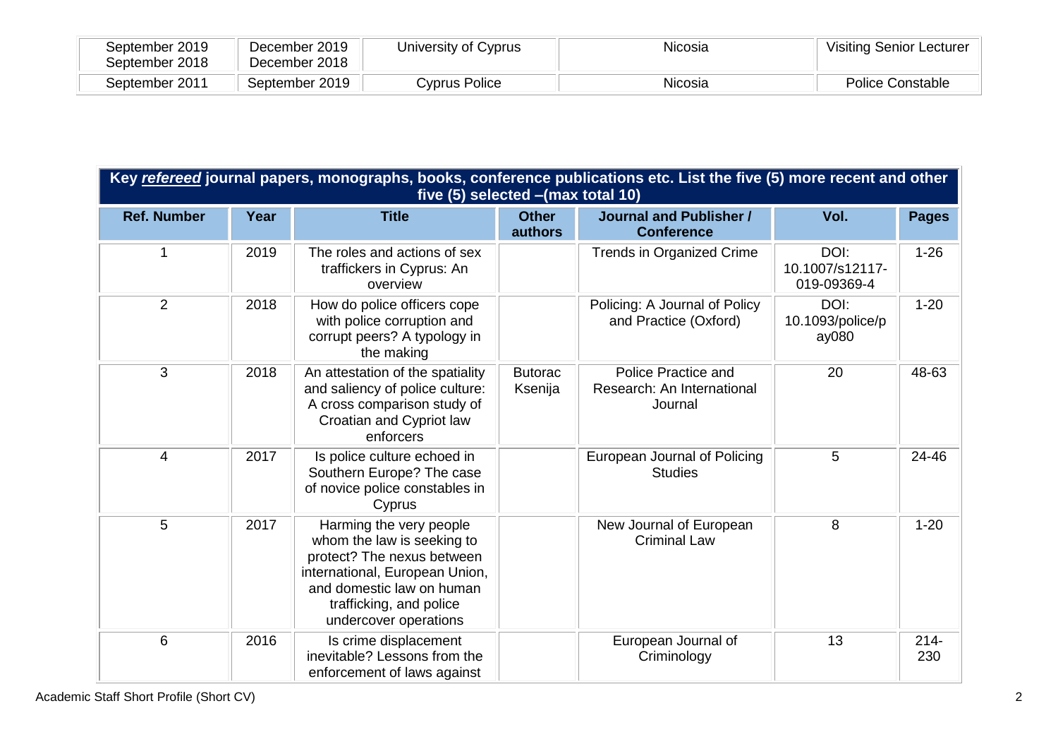| | | | | |
|---|---|---|---|---|
| September 2019<br>September 2018 | December 2019<br>December 2018 | University of Cyprus | Nicosia | Visiting Senior Lecturer |
| September 2011 | September 2019 | Cyprus Police | Nicosia | Police Constable |

| **Key *refereed* journal papers, monographs, books, conference publications etc. List the five (5) more recent and other five (5) selected –(max total 10)** | | | | | | |
|---|---|---|---|---|---|---|
| **Ref. Number** | **Year** | **Title** | **Other authors** | **Journal and Publisher / Conference** | **Vol.** | **Pages** |
| 1 | 2019 | The roles and actions of sex traffickers in Cyprus: An overview | | Trends in Organized Crime | DOI: 10.1007/s12117-019-09369-4 | 1-26 |
| 2 | 2018 | How do police officers cope with police corruption and corrupt peers? A typology in the making | | Policing: A Journal of Policy and Practice (Oxford) | DOI: 10.1093/police/pay080 | 1-20 |
| 3 | 2018 | An attestation of the spatiality and saliency of police culture: A cross comparison study of Croatian and Cypriot law enforcers | Butorac Ksenija | Police Practice and Research: An International Journal | 20 | 48-63 |
| 4 | 2017 | Is police culture echoed in Southern Europe? The case of novice police constables in Cyprus | | European Journal of Policing Studies | 5 | 24-46 |
| 5 | 2017 | Harming the very people whom the law is seeking to protect? The nexus between international, European Union, and domestic law on human trafficking, and police undercover operations | | New Journal of European Criminal Law | 8 | 1-20 |
| 6 | 2016 | Is crime displacement inevitable? Lessons from the enforcement of laws against | | European Journal of Criminology | 13 | 214-230 |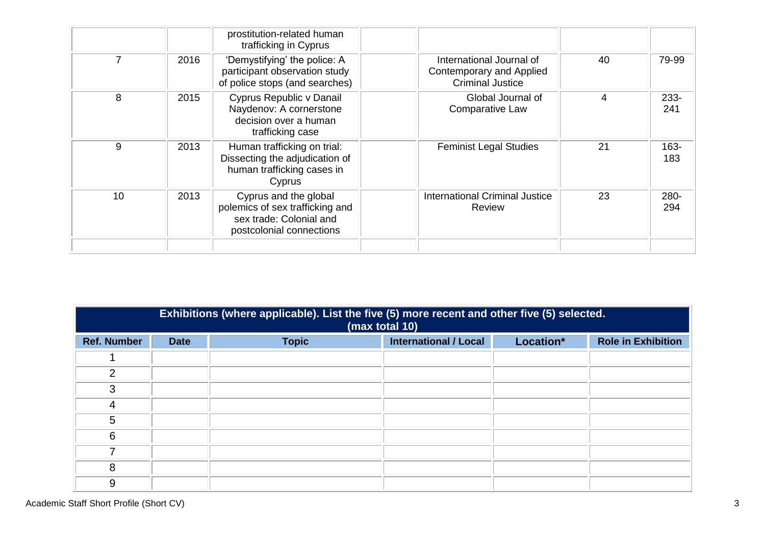|  |  | prostitution-related human trafficking in Cyprus |  |  |  |  |
|---|---|---|---|---|---|---|
| 7 | 2016 | 'Demystifying' the police: A participant observation study of police stops (and searches) |  | International Journal of Contemporary and Applied Criminal Justice | 40 | 79-99 |
| 8 | 2015 | Cyprus Republic v Danail Naydenov: A cornerstone decision over a human trafficking case |  | Global Journal of Comparative Law | 4 | 233-241 |
| 9 | 2013 | Human trafficking on trial: Dissecting the adjudication of human trafficking cases in Cyprus |  | Feminist Legal Studies | 21 | 163-183 |
| 10 | 2013 | Cyprus and the global polemics of sex trafficking and sex trade: Colonial and postcolonial connections |  | International Criminal Justice Review | 23 | 280-294 |
|  |  |  |  |  |  |  |

| **Exhibitions (where applicable). List the five (5) more recent and other five (5) selected. (max total 10)** | | | | | |
|---|---|---|---|---|---|
| **Ref. Number** | **Date** | **Topic** | **International / Local** | **Location*** | **Role in Exhibition** |
| 1 |  |  |  |  |  |
| 2 |  |  |  |  |  |
| 3 |  |  |  |  |  |
| 4 |  |  |  |  |  |
| 5 |  |  |  |  |  |
| 6 |  |  |  |  |  |
| 7 |  |  |  |  |  |
| 8 |  |  |  |  |  |
| 9 |  |  |  |  |  |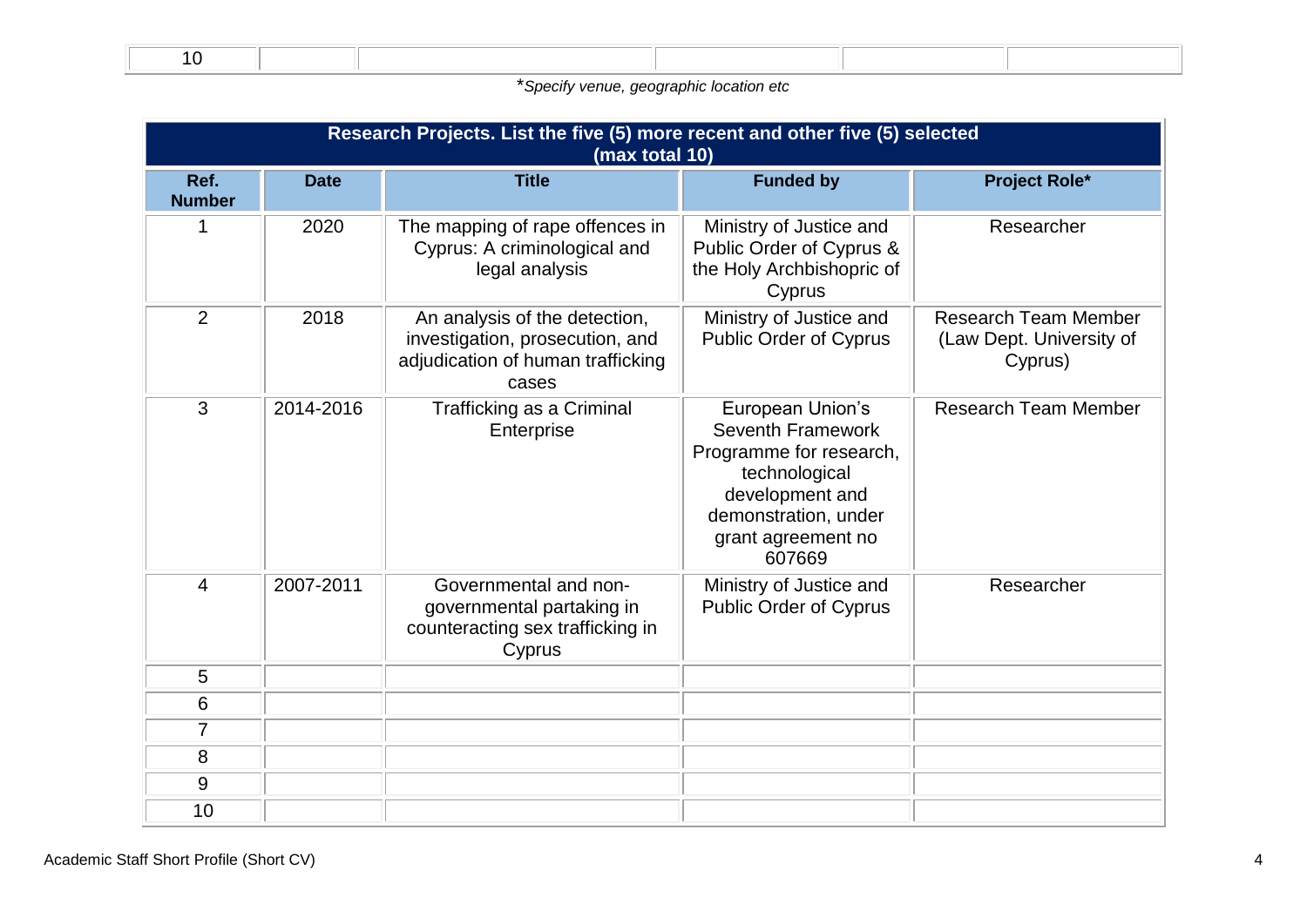| 10 | | | | | |
|---|---|---|---|---|---|

*Specify venue, geographic location etc*

| Research Projects. List the five (5) more recent and other five (5) selected (max total 10) | | | | |
|---|---|---|---|---|
| **Ref. Number** | **Date** | **Title** | **Funded by** | **Project Role*** |
| 1 | 2020 | The mapping of rape offences in Cyprus: A criminological and legal analysis | Ministry of Justice and Public Order of Cyprus & the Holy Archbishopric of Cyprus | Researcher |
| 2 | 2018 | An analysis of the detection, investigation, prosecution, and adjudication of human trafficking cases | Ministry of Justice and Public Order of Cyprus | Research Team Member (Law Dept. University of Cyprus) |
| 3 | 2014-2016 | Trafficking as a Criminal Enterprise | European Union's Seventh Framework Programme for research, technological development and demonstration, under grant agreement no 607669 | Research Team Member |
| 4 | 2007-2011 | Governmental and non-governmental partaking in counteracting sex trafficking in Cyprus | Ministry of Justice and Public Order of Cyprus | Researcher |
| 5 | | | | |
| 6 | | | | |
| 7 | | | | |
| 8 | | | | |
| 9 | | | | |
| 10 | | | | |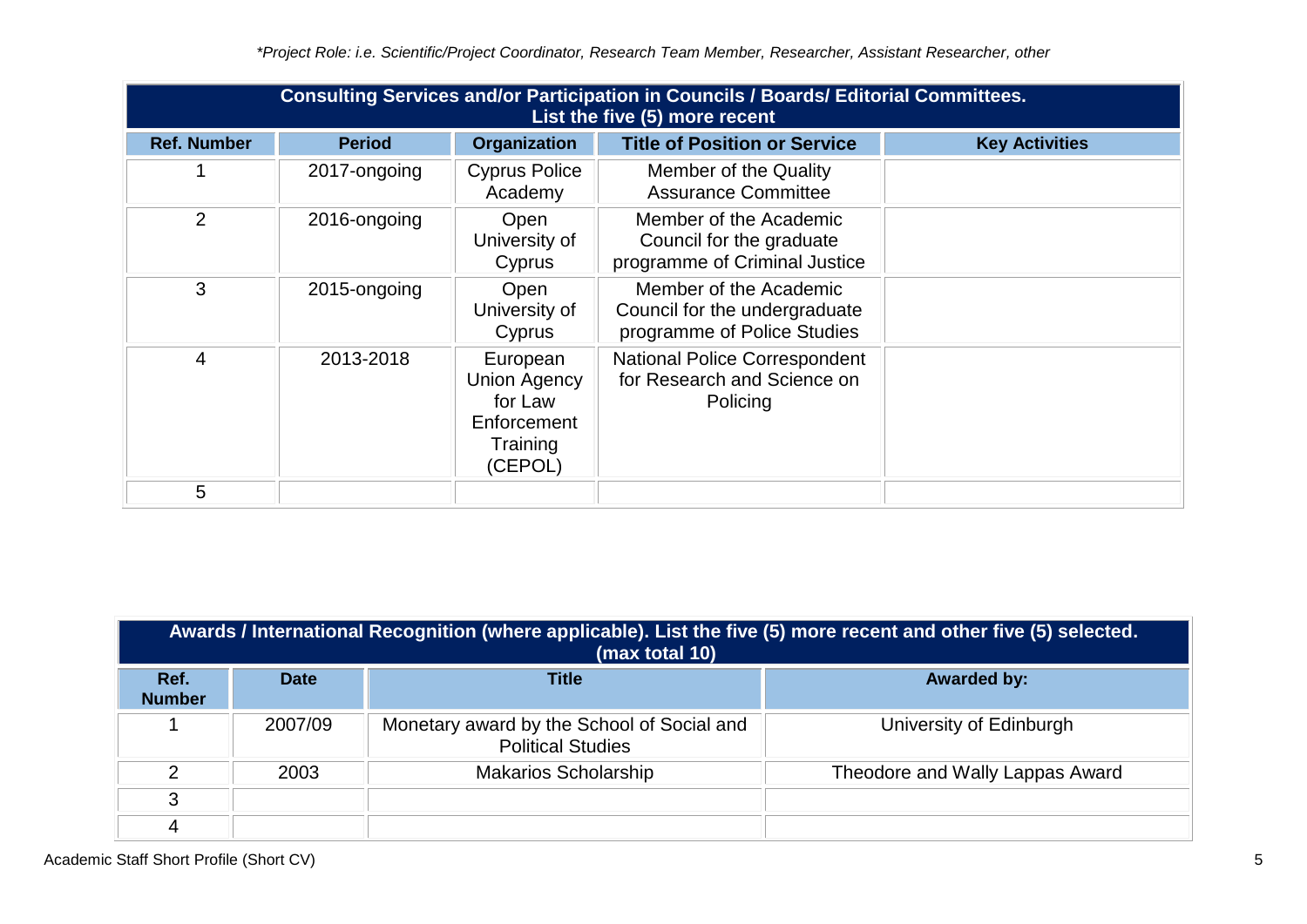*Project Role: i.e. Scientific/Project Coordinator, Research Team Member, Researcher, Assistant Researcher, other

| **Consulting Services and/or Participation in Councils / Boards/ Editorial Committees. List the five (5) more recent** | | | | |
|---|---|---|---|---|
| **Ref. Number** | **Period** | **Organization** | **Title of Position or Service** | **Key Activities** |
| 1 | 2017-ongoing | Cyprus Police Academy | Member of the Quality Assurance Committee | |
| 2 | 2016-ongoing | Open University of Cyprus | Member of the Academic Council for the graduate programme of Criminal Justice | |
| 3 | 2015-ongoing | Open University of Cyprus | Member of the Academic Council for the undergraduate programme of Police Studies | |
| 4 | 2013-2018 | European Union Agency for Law Enforcement Training (CEPOL) | National Police Correspondent for Research and Science on Policing | |
| 5 | | | | |

| **Awards / International Recognition (where applicable). List the five (5) more recent and other five (5) selected. (max total 10)** | | | |
|---|---|---|---|
| **Ref. Number** | **Date** | **Title** | **Awarded by:** |
| 1 | 2007/09 | Monetary award by the School of Social and Political Studies | University of Edinburgh |
| 2 | 2003 | Makarios Scholarship | Theodore and Wally Lappas Award |
| 3 | | | |
| 4 | | | |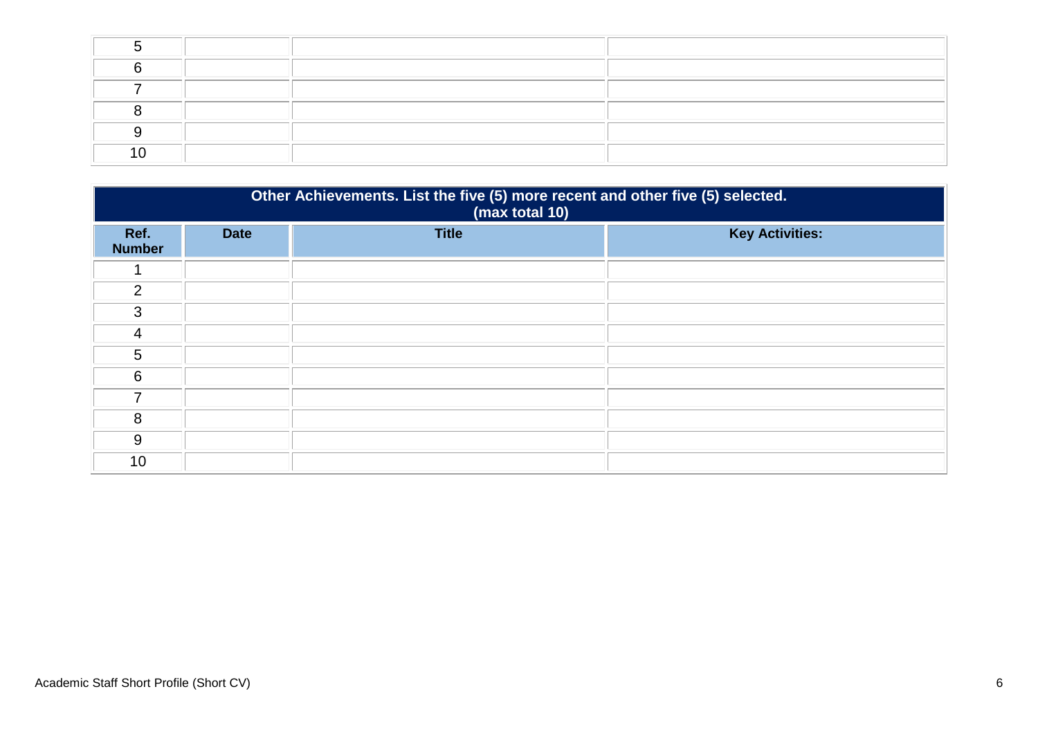| | | | |
|---|---|---|---|
| 5 | | | |
| 6 | | | |
| 7 | | | |
| 8 | | | |
| 9 | | | |
| 10 | | | |

| **Other Achievements. List the five (5) more recent and other five (5) selected. (max total 10)** | | | |
|---|---|---|---|
| **Ref. Number** | **Date** | **Title** | **Key Activities:** |
| 1 | | | |
| 2 | | | |
| 3 | | | |
| 4 | | | |
| 5 | | | |
| 6 | | | |
| 7 | | | |
| 8 | | | |
| 9 | | | |
| 10 | | | |